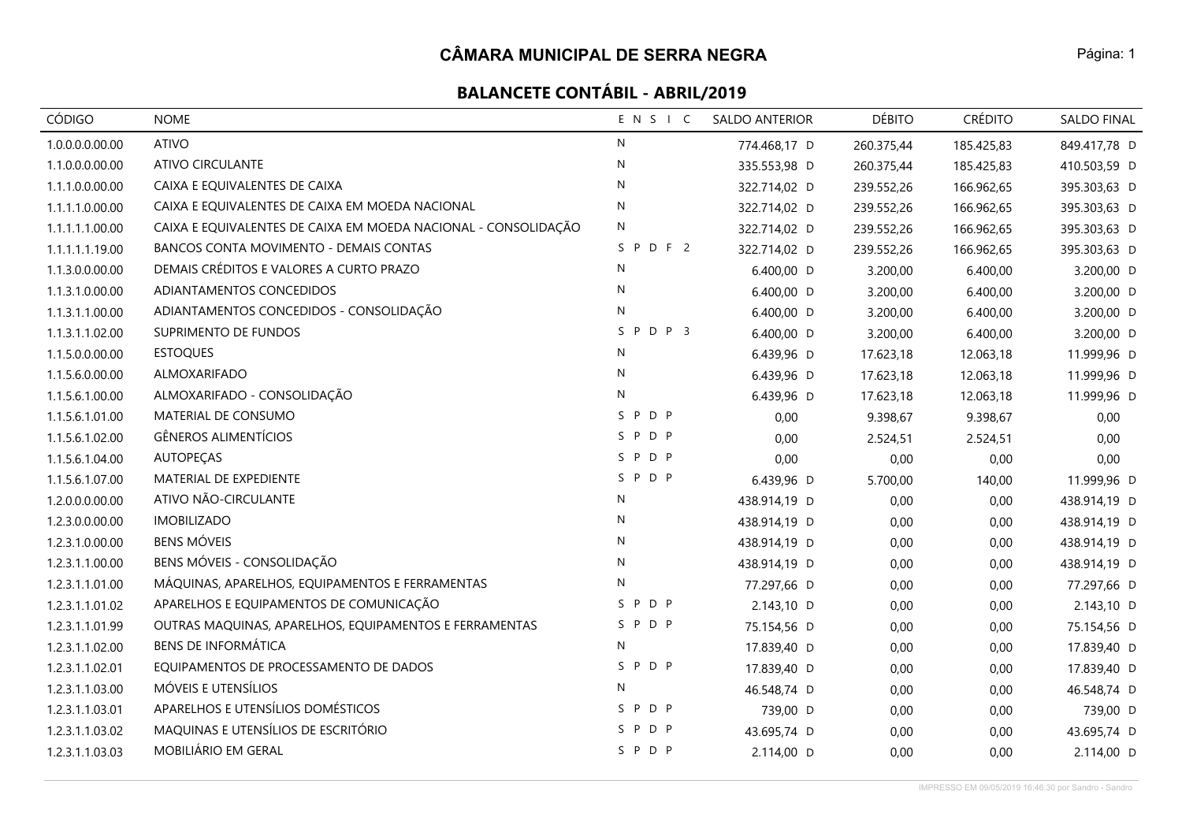# CÂMARA MUNICIPAL DE SERRA NEGRA

## BALANCETE CONTÁBIL - ABRIL/2019

| CÓDIGO | NOME | E N S I C | SALDO ANTERIOR | DÉBITO | CRÉDITO | SALDO FINAL |
|---|---|---|---|---|---|---|
| 1.0.0.0.0.00.00 | ATIVO | N | 774.468,17 D | 260.375,44 | 185.425,83 | 849.417,78 D |
| 1.1.0.0.0.00.00 | ATIVO CIRCULANTE | N | 335.553,98 D | 260.375,44 | 185.425,83 | 410.503,59 D |
| 1.1.1.0.0.00.00 | CAIXA E EQUIVALENTES DE CAIXA | N | 322.714,02 D | 239.552,26 | 166.962,65 | 395.303,63 D |
| 1.1.1.1.0.00.00 | CAIXA E EQUIVALENTES DE CAIXA EM MOEDA NACIONAL | N | 322.714,02 D | 239.552,26 | 166.962,65 | 395.303,63 D |
| 1.1.1.1.1.00.00 | CAIXA E EQUIVALENTES DE CAIXA EM MOEDA NACIONAL - CONSOLIDAÇÃO | N | 322.714,02 D | 239.552,26 | 166.962,65 | 395.303,63 D |
| 1.1.1.1.1.19.00 | BANCOS CONTA MOVIMENTO - DEMAIS CONTAS | S P D F 2 | 322.714,02 D | 239.552,26 | 166.962,65 | 395.303,63 D |
| 1.1.3.0.0.00.00 | DEMAIS CRÉDITOS E VALORES A CURTO PRAZO | N | 6.400,00 D | 3.200,00 | 6.400,00 | 3.200,00 D |
| 1.1.3.1.0.00.00 | ADIANTAMENTOS CONCEDIDOS | N | 6.400,00 D | 3.200,00 | 6.400,00 | 3.200,00 D |
| 1.1.3.1.1.00.00 | ADIANTAMENTOS CONCEDIDOS - CONSOLIDAÇÃO | N | 6.400,00 D | 3.200,00 | 6.400,00 | 3.200,00 D |
| 1.1.3.1.1.02.00 | SUPRIMENTO DE FUNDOS | S P D P 3 | 6.400,00 D | 3.200,00 | 6.400,00 | 3.200,00 D |
| 1.1.5.0.0.00.00 | ESTOQUES | N | 6.439,96 D | 17.623,18 | 12.063,18 | 11.999,96 D |
| 1.1.5.6.0.00.00 | ALMOXARIFADO | N | 6.439,96 D | 17.623,18 | 12.063,18 | 11.999,96 D |
| 1.1.5.6.1.00.00 | ALMOXARIFADO - CONSOLIDAÇÃO | N | 6.439,96 D | 17.623,18 | 12.063,18 | 11.999,96 D |
| 1.1.5.6.1.01.00 | MATERIAL DE CONSUMO | S P D P | 0,00 | 9.398,67 | 9.398,67 | 0,00 |
| 1.1.5.6.1.02.00 | GÊNEROS ALIMENTÍCIOS | S P D P | 0,00 | 2.524,51 | 2.524,51 | 0,00 |
| 1.1.5.6.1.04.00 | AUTOPEÇAS | S P D P | 0,00 | 0,00 | 0,00 | 0,00 |
| 1.1.5.6.1.07.00 | MATERIAL DE EXPEDIENTE | S P D P | 6.439,96 D | 5.700,00 | 140,00 | 11.999,96 D |
| 1.2.0.0.0.00.00 | ATIVO NÃO-CIRCULANTE | N | 438.914,19 D | 0,00 | 0,00 | 438.914,19 D |
| 1.2.3.0.0.00.00 | IMOBILIZADO | N | 438.914,19 D | 0,00 | 0,00 | 438.914,19 D |
| 1.2.3.1.0.00.00 | BENS MÓVEIS | N | 438.914,19 D | 0,00 | 0,00 | 438.914,19 D |
| 1.2.3.1.1.00.00 | BENS MÓVEIS - CONSOLIDAÇÃO | N | 438.914,19 D | 0,00 | 0,00 | 438.914,19 D |
| 1.2.3.1.1.01.00 | MÁQUINAS, APARELHOS, EQUIPAMENTOS E FERRAMENTAS | N | 77.297,66 D | 0,00 | 0,00 | 77.297,66 D |
| 1.2.3.1.1.01.02 | APARELHOS E EQUIPAMENTOS DE COMUNICAÇÃO | S P D P | 2.143,10 D | 0,00 | 0,00 | 2.143,10 D |
| 1.2.3.1.1.01.99 | OUTRAS MAQUINAS, APARELHOS, EQUIPAMENTOS E FERRAMENTAS | S P D P | 75.154,56 D | 0,00 | 0,00 | 75.154,56 D |
| 1.2.3.1.1.02.00 | BENS DE INFORMÁTICA | N | 17.839,40 D | 0,00 | 0,00 | 17.839,40 D |
| 1.2.3.1.1.02.01 | EQUIPAMENTOS DE PROCESSAMENTO DE DADOS | S P D P | 17.839,40 D | 0,00 | 0,00 | 17.839,40 D |
| 1.2.3.1.1.03.00 | MÓVEIS E UTENSÍLIOS | N | 46.548,74 D | 0,00 | 0,00 | 46.548,74 D |
| 1.2.3.1.1.03.01 | APARELHOS E UTENSÍLIOS DOMÉSTICOS | S P D P | 739,00 D | 0,00 | 0,00 | 739,00 D |
| 1.2.3.1.1.03.02 | MAQUINAS E UTENSÍLIOS DE ESCRITÓRIO | S P D P | 43.695,74 D | 0,00 | 0,00 | 43.695,74 D |
| 1.2.3.1.1.03.03 | MOBILIÁRIO EM GERAL | S P D P | 2.114,00 D | 0,00 | 0,00 | 2.114,00 D |

IMPRESSO EM 09/05/2019 16:46:30 por Sandro - Sandro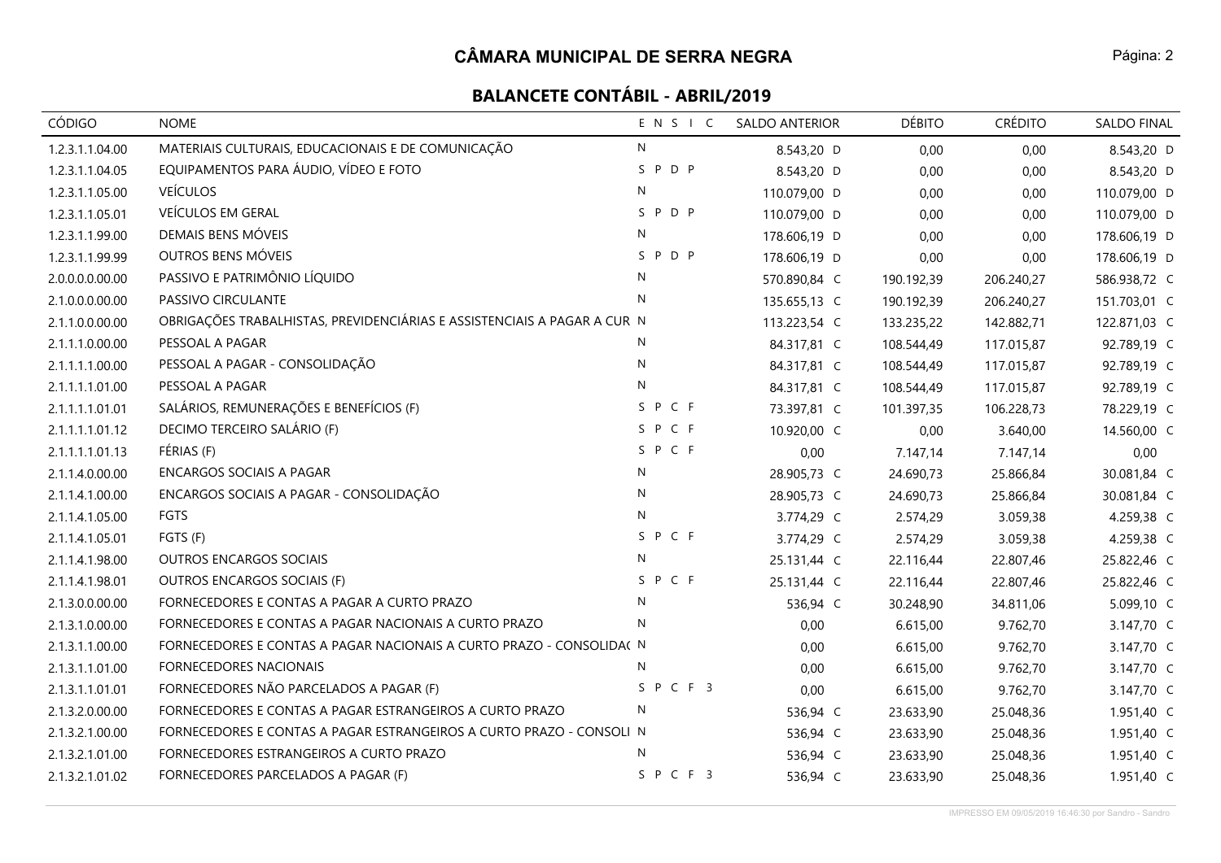# CÂMARA MUNICIPAL DE SERRA NEGRA

## BALANCETE CONTÁBIL - ABRIL/2019

| CÓDIGO | NOME | E N S I C | SALDO ANTERIOR | DÉBITO | CRÉDITO | SALDO FINAL |
|---|---|---|---|---|---|---|
| 1.2.3.1.1.04.00 | MATERIAIS CULTURAIS, EDUCACIONAIS E DE COMUNICAÇÃO | N | 8.543,20 D | 0,00 | 0,00 | 8.543,20 D |
| 1.2.3.1.1.04.05 | EQUIPAMENTOS PARA ÁUDIO, VÍDEO E FOTO | S P D P | 8.543,20 D | 0,00 | 0,00 | 8.543,20 D |
| 1.2.3.1.1.05.00 | VEÍCULOS | N | 110.079,00 D | 0,00 | 0,00 | 110.079,00 D |
| 1.2.3.1.1.05.01 | VEÍCULOS EM GERAL | S P D P | 110.079,00 D | 0,00 | 0,00 | 110.079,00 D |
| 1.2.3.1.1.99.00 | DEMAIS BENS MÓVEIS | N | 178.606,19 D | 0,00 | 0,00 | 178.606,19 D |
| 1.2.3.1.1.99.99 | OUTROS BENS MÓVEIS | S P D P | 178.606,19 D | 0,00 | 0,00 | 178.606,19 D |
| 2.0.0.0.0.00.00 | PASSIVO E PATRIMÔNIO LÍQUIDO | N | 570.890,84 C | 190.192,39 | 206.240,27 | 586.938,72 C |
| 2.1.0.0.0.00.00 | PASSIVO CIRCULANTE | N | 135.655,13 C | 190.192,39 | 206.240,27 | 151.703,01 C |
| 2.1.1.0.0.00.00 | OBRIGAÇÕES TRABALHISTAS, PREVIDENCIÁRIAS E ASSISTENCIAIS A PAGAR A CUR | N | 113.223,54 C | 133.235,22 | 142.882,71 | 122.871,03 C |
| 2.1.1.1.0.00.00 | PESSOAL A PAGAR | N | 84.317,81 C | 108.544,49 | 117.015,87 | 92.789,19 C |
| 2.1.1.1.1.00.00 | PESSOAL A PAGAR - CONSOLIDAÇÃO | N | 84.317,81 C | 108.544,49 | 117.015,87 | 92.789,19 C |
| 2.1.1.1.1.01.00 | PESSOAL A PAGAR | N | 84.317,81 C | 108.544,49 | 117.015,87 | 92.789,19 C |
| 2.1.1.1.1.01.01 | SALÁRIOS, REMUNERAÇÕES E BENEFÍCIOS (F) | S P C F | 73.397,81 C | 101.397,35 | 106.228,73 | 78.229,19 C |
| 2.1.1.1.1.01.12 | DECIMO TERCEIRO SALÁRIO (F) | S P C F | 10.920,00 C | 0,00 | 3.640,00 | 14.560,00 C |
| 2.1.1.1.1.01.13 | FÉRIAS (F) | S P C F | 0,00 | 7.147,14 | 7.147,14 | 0,00 |
| 2.1.1.4.0.00.00 | ENCARGOS SOCIAIS A PAGAR | N | 28.905,73 C | 24.690,73 | 25.866,84 | 30.081,84 C |
| 2.1.1.4.1.00.00 | ENCARGOS SOCIAIS A PAGAR - CONSOLIDAÇÃO | N | 28.905,73 C | 24.690,73 | 25.866,84 | 30.081,84 C |
| 2.1.1.4.1.05.00 | FGTS | N | 3.774,29 C | 2.574,29 | 3.059,38 | 4.259,38 C |
| 2.1.1.4.1.05.01 | FGTS (F) | S P C F | 3.774,29 C | 2.574,29 | 3.059,38 | 4.259,38 C |
| 2.1.1.4.1.98.00 | OUTROS ENCARGOS SOCIAIS | N | 25.131,44 C | 22.116,44 | 22.807,46 | 25.822,46 C |
| 2.1.1.4.1.98.01 | OUTROS ENCARGOS SOCIAIS (F) | S P C F | 25.131,44 C | 22.116,44 | 22.807,46 | 25.822,46 C |
| 2.1.3.0.0.00.00 | FORNECEDORES E CONTAS A PAGAR A CURTO PRAZO | N | 536,94 C | 30.248,90 | 34.811,06 | 5.099,10 C |
| 2.1.3.1.0.00.00 | FORNECEDORES E CONTAS A PAGAR NACIONAIS A CURTO PRAZO | N | 0,00 | 6.615,00 | 9.762,70 | 3.147,70 C |
| 2.1.3.1.1.00.00 | FORNECEDORES E CONTAS A PAGAR NACIONAIS A CURTO PRAZO - CONSOLIDA( | N | 0,00 | 6.615,00 | 9.762,70 | 3.147,70 C |
| 2.1.3.1.1.01.00 | FORNECEDORES NACIONAIS | N | 0,00 | 6.615,00 | 9.762,70 | 3.147,70 C |
| 2.1.3.1.1.01.01 | FORNECEDORES NÃO PARCELADOS A PAGAR (F) | S P C F 3 | 0,00 | 6.615,00 | 9.762,70 | 3.147,70 C |
| 2.1.3.2.0.00.00 | FORNECEDORES E CONTAS A PAGAR ESTRANGEIROS A CURTO PRAZO | N | 536,94 C | 23.633,90 | 25.048,36 | 1.951,40 C |
| 2.1.3.2.1.00.00 | FORNECEDORES E CONTAS A PAGAR ESTRANGEIROS A CURTO PRAZO - CONSOLI | N | 536,94 C | 23.633,90 | 25.048,36 | 1.951,40 C |
| 2.1.3.2.1.01.00 | FORNECEDORES ESTRANGEIROS A CURTO PRAZO | N | 536,94 C | 23.633,90 | 25.048,36 | 1.951,40 C |
| 2.1.3.2.1.01.02 | FORNECEDORES PARCELADOS A PAGAR (F) | S P C F 3 | 536,94 C | 23.633,90 | 25.048,36 | 1.951,40 C |

IMPRESSO EM 09/05/2019 16:46:30 por Sandro - Sandro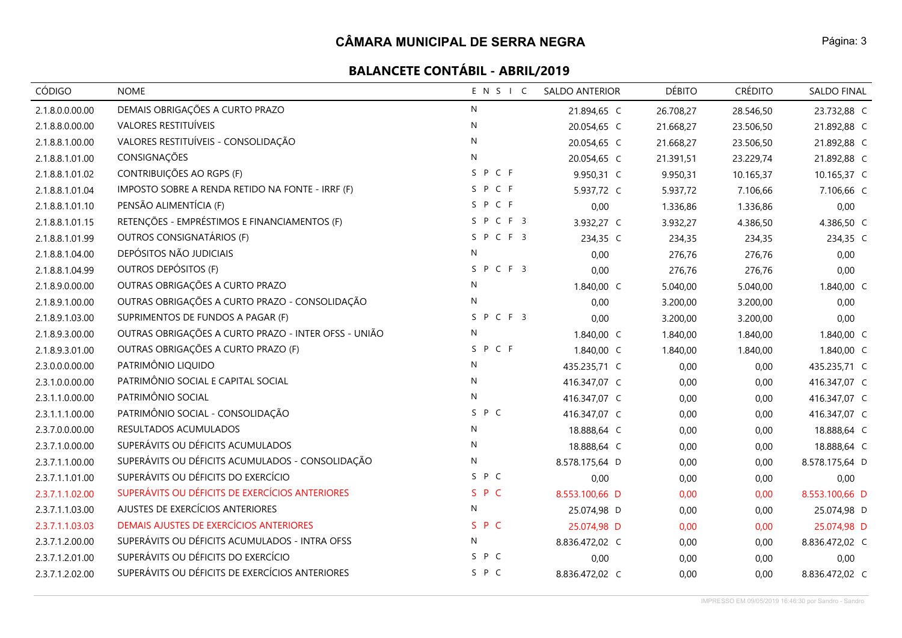# CÂMARA MUNICIPAL DE SERRA NEGRA

## BALANCETE CONTÁBIL - ABRIL/2019

| CÓDIGO | NOME | E N S I C | SALDO ANTERIOR | DÉBITO | CRÉDITO | SALDO FINAL |
|---|---|---|---|---|---|---|
| 2.1.8.0.0.00.00 | DEMAIS OBRIGAÇÕES A CURTO PRAZO | N | 21.894,65 C | 26.708,27 | 28.546,50 | 23.732,88 C |
| 2.1.8.8.0.00.00 | VALORES RESTITUÍVEIS | N | 20.054,65 C | 21.668,27 | 23.506,50 | 21.892,88 C |
| 2.1.8.8.1.00.00 | VALORES RESTITUÍVEIS - CONSOLIDAÇÃO | N | 20.054,65 C | 21.668,27 | 23.506,50 | 21.892,88 C |
| 2.1.8.8.1.01.00 | CONSIGNAÇÕES | N | 20.054,65 C | 21.391,51 | 23.229,74 | 21.892,88 C |
| 2.1.8.8.1.01.02 | CONTRIBUIÇÕES AO RGPS (F) | S P C F | 9.950,31 C | 9.950,31 | 10.165,37 | 10.165,37 C |
| 2.1.8.8.1.01.04 | IMPOSTO SOBRE A RENDA RETIDO NA FONTE - IRRF (F) | S P C F | 5.937,72 C | 5.937,72 | 7.106,66 | 7.106,66 C |
| 2.1.8.8.1.01.10 | PENSÃO ALIMENTÍCIA (F) | S P C F | 0,00 | 1.336,86 | 1.336,86 | 0,00 |
| 2.1.8.8.1.01.15 | RETENÇÕES - EMPRÉSTIMOS E FINANCIAMENTOS (F) | S P C F 3 | 3.932,27 C | 3.932,27 | 4.386,50 | 4.386,50 C |
| 2.1.8.8.1.01.99 | OUTROS CONSIGNATÁRIOS (F) | S P C F 3 | 234,35 C | 234,35 | 234,35 | 234,35 C |
| 2.1.8.8.1.04.00 | DEPÓSITOS NÃO JUDICIAIS | N | 0,00 | 276,76 | 276,76 | 0,00 |
| 2.1.8.8.1.04.99 | OUTROS DEPÓSITOS (F) | S P C F 3 | 0,00 | 276,76 | 276,76 | 0,00 |
| 2.1.8.9.0.00.00 | OUTRAS OBRIGAÇÕES A CURTO PRAZO | N | 1.840,00 C | 5.040,00 | 5.040,00 | 1.840,00 C |
| 2.1.8.9.1.00.00 | OUTRAS OBRIGAÇÕES A CURTO PRAZO - CONSOLIDAÇÃO | N | 0,00 | 3.200,00 | 3.200,00 | 0,00 |
| 2.1.8.9.1.03.00 | SUPRIMENTOS DE FUNDOS A PAGAR (F) | S P C F 3 | 0,00 | 3.200,00 | 3.200,00 | 0,00 |
| 2.1.8.9.3.00.00 | OUTRAS OBRIGAÇÕES A CURTO PRAZO - INTER OFSS - UNIÃO | N | 1.840,00 C | 1.840,00 | 1.840,00 | 1.840,00 C |
| 2.1.8.9.3.01.00 | OUTRAS OBRIGAÇÕES A CURTO PRAZO (F) | S P C F | 1.840,00 C | 1.840,00 | 1.840,00 | 1.840,00 C |
| 2.3.0.0.0.00.00 | PATRIMÔNIO LIQUIDO | N | 435.235,71 C | 0,00 | 0,00 | 435.235,71 C |
| 2.3.1.0.0.00.00 | PATRIMÔNIO SOCIAL E CAPITAL SOCIAL | N | 416.347,07 C | 0,00 | 0,00 | 416.347,07 C |
| 2.3.1.1.0.00.00 | PATRIMÔNIO SOCIAL | N | 416.347,07 C | 0,00 | 0,00 | 416.347,07 C |
| 2.3.1.1.1.00.00 | PATRIMÔNIO SOCIAL - CONSOLIDAÇÃO | S P C | 416.347,07 C | 0,00 | 0,00 | 416.347,07 C |
| 2.3.7.0.0.00.00 | RESULTADOS ACUMULADOS | N | 18.888,64 C | 0,00 | 0,00 | 18.888,64 C |
| 2.3.7.1.0.00.00 | SUPERÁVITS OU DÉFICITS ACUMULADOS | N | 18.888,64 C | 0,00 | 0,00 | 18.888,64 C |
| 2.3.7.1.1.00.00 | SUPERÁVITS OU DÉFICITS ACUMULADOS - CONSOLIDAÇÃO | N | 8.578.175,64 D | 0,00 | 0,00 | 8.578.175,64 D |
| 2.3.7.1.1.01.00 | SUPERÁVITS OU DÉFICITS DO EXERCÍCIO | S P C | 0,00 | 0,00 | 0,00 | 0,00 |
| 2.3.7.1.1.02.00 | SUPERÁVITS OU DÉFICITS DE EXERCÍCIOS ANTERIORES | S P C | 8.553.100,66 D | 0,00 | 0,00 | 8.553.100,66 D |
| 2.3.7.1.1.03.00 | AJUSTES DE EXERCÍCIOS ANTERIORES | N | 25.074,98 D | 0,00 | 0,00 | 25.074,98 D |
| 2.3.7.1.1.03.03 | DEMAIS AJUSTES DE EXERCÍCIOS ANTERIORES | S P C | 25.074,98 D | 0,00 | 0,00 | 25.074,98 D |
| 2.3.7.1.2.00.00 | SUPERÁVITS OU DÉFICITS ACUMULADOS - INTRA OFSS | N | 8.836.472,02 C | 0,00 | 0,00 | 8.836.472,02 C |
| 2.3.7.1.2.01.00 | SUPERÁVITS OU DÉFICITS DO EXERCÍCIO | S P C | 0,00 | 0,00 | 0,00 | 0,00 |
| 2.3.7.1.2.02.00 | SUPERÁVITS OU DÉFICITS DE EXERCÍCIOS ANTERIORES | S P C | 8.836.472,02 C | 0,00 | 0,00 | 8.836.472,02 C |

IMPRESSO EM 09/05/2019 16:46:30 por Sandro - Sandro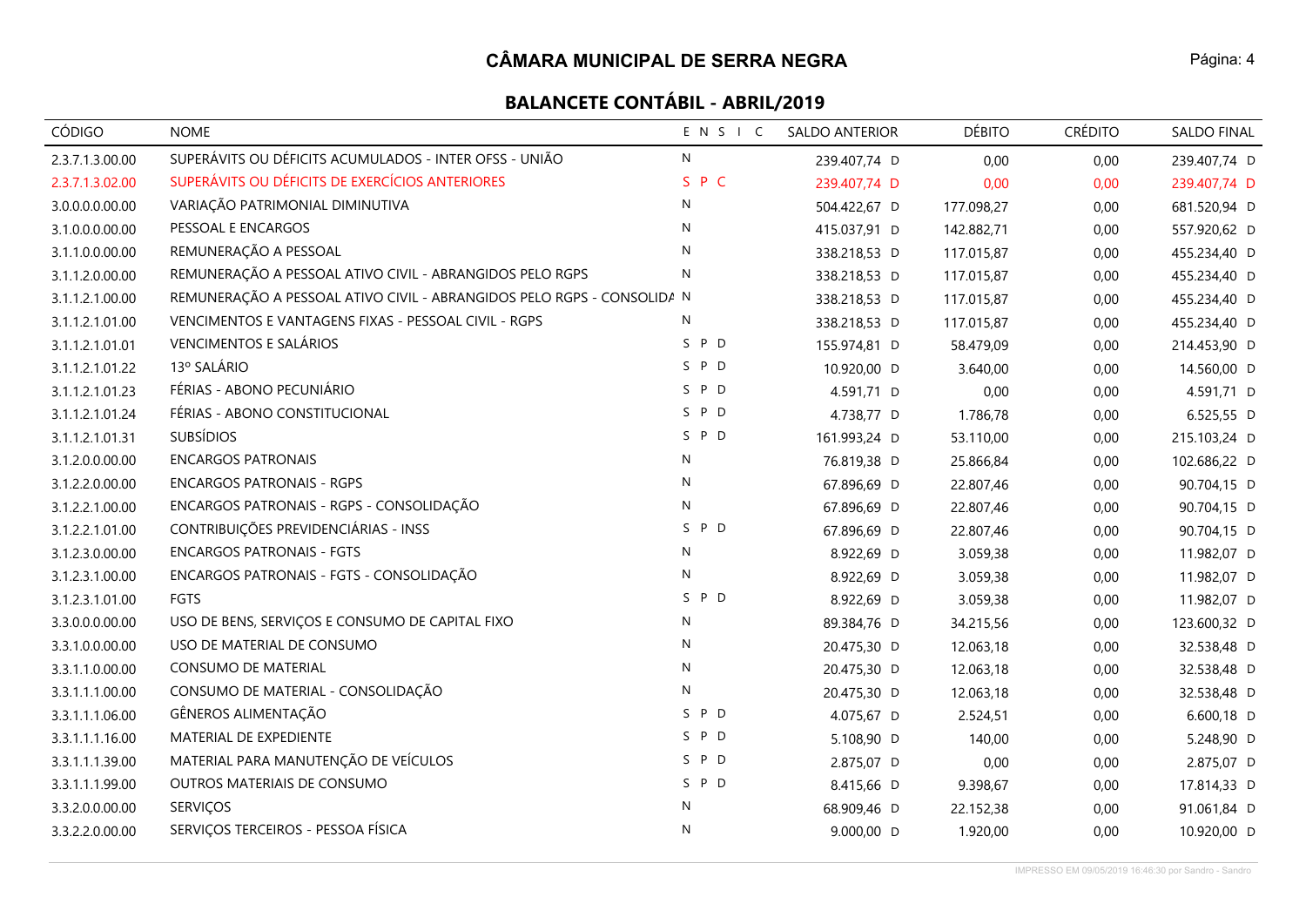# CÂMARA MUNICIPAL DE SERRA NEGRA

## BALANCETE CONTÁBIL - ABRIL/2019

| CÓDIGO | NOME | E N S I C | SALDO ANTERIOR | DÉBITO | CRÉDITO | SALDO FINAL |
|---|---|---|---|---|---|---|
| 2.3.7.1.3.00.00 | SUPERÁVITS OU DÉFICITS ACUMULADOS - INTER OFSS - UNIÃO | N | 239.407,74 D | 0,00 | 0,00 | 239.407,74 D |
| 2.3.7.1.3.02.00 | SUPERÁVITS OU DÉFICITS DE EXERCÍCIOS ANTERIORES | S P C | 239.407,74 D | 0,00 | 0,00 | 239.407,74 D |
| 3.0.0.0.0.00.00 | VARIAÇÃO PATRIMONIAL DIMINUTIVA | N | 504.422,67 D | 177.098,27 | 0,00 | 681.520,94 D |
| 3.1.0.0.0.00.00 | PESSOAL E ENCARGOS | N | 415.037,91 D | 142.882,71 | 0,00 | 557.920,62 D |
| 3.1.1.0.0.00.00 | REMUNERAÇÃO A PESSOAL | N | 338.218,53 D | 117.015,87 | 0,00 | 455.234,40 D |
| 3.1.1.2.0.00.00 | REMUNERAÇÃO A PESSOAL ATIVO CIVIL - ABRANGIDOS PELO RGPS | N | 338.218,53 D | 117.015,87 | 0,00 | 455.234,40 D |
| 3.1.1.2.1.00.00 | REMUNERAÇÃO A PESSOAL ATIVO CIVIL - ABRANGIDOS PELO RGPS - CONSOLIDA | N | 338.218,53 D | 117.015,87 | 0,00 | 455.234,40 D |
| 3.1.1.2.1.01.00 | VENCIMENTOS E VANTAGENS FIXAS - PESSOAL CIVIL - RGPS | N | 338.218,53 D | 117.015,87 | 0,00 | 455.234,40 D |
| 3.1.1.2.1.01.01 | VENCIMENTOS E SALÁRIOS | S P D | 155.974,81 D | 58.479,09 | 0,00 | 214.453,90 D |
| 3.1.1.2.1.01.22 | 13º SALÁRIO | S P D | 10.920,00 D | 3.640,00 | 0,00 | 14.560,00 D |
| 3.1.1.2.1.01.23 | FÉRIAS - ABONO PECUNIÁRIO | S P D | 4.591,71 D | 0,00 | 0,00 | 4.591,71 D |
| 3.1.1.2.1.01.24 | FÉRIAS - ABONO CONSTITUCIONAL | S P D | 4.738,77 D | 1.786,78 | 0,00 | 6.525,55 D |
| 3.1.1.2.1.01.31 | SUBSÍDIOS | S P D | 161.993,24 D | 53.110,00 | 0,00 | 215.103,24 D |
| 3.1.2.0.0.00.00 | ENCARGOS PATRONAIS | N | 76.819,38 D | 25.866,84 | 0,00 | 102.686,22 D |
| 3.1.2.2.0.00.00 | ENCARGOS PATRONAIS - RGPS | N | 67.896,69 D | 22.807,46 | 0,00 | 90.704,15 D |
| 3.1.2.2.1.00.00 | ENCARGOS PATRONAIS - RGPS - CONSOLIDAÇÃO | N | 67.896,69 D | 22.807,46 | 0,00 | 90.704,15 D |
| 3.1.2.2.1.01.00 | CONTRIBUIÇÕES PREVIDENCIÁRIAS - INSS | S P D | 67.896,69 D | 22.807,46 | 0,00 | 90.704,15 D |
| 3.1.2.3.0.00.00 | ENCARGOS PATRONAIS - FGTS | N | 8.922,69 D | 3.059,38 | 0,00 | 11.982,07 D |
| 3.1.2.3.1.00.00 | ENCARGOS PATRONAIS - FGTS - CONSOLIDAÇÃO | N | 8.922,69 D | 3.059,38 | 0,00 | 11.982,07 D |
| 3.1.2.3.1.01.00 | FGTS | S P D | 8.922,69 D | 3.059,38 | 0,00 | 11.982,07 D |
| 3.3.0.0.0.00.00 | USO DE BENS, SERVIÇOS E CONSUMO DE CAPITAL FIXO | N | 89.384,76 D | 34.215,56 | 0,00 | 123.600,32 D |
| 3.3.1.0.0.00.00 | USO DE MATERIAL DE CONSUMO | N | 20.475,30 D | 12.063,18 | 0,00 | 32.538,48 D |
| 3.3.1.1.0.00.00 | CONSUMO DE MATERIAL | N | 20.475,30 D | 12.063,18 | 0,00 | 32.538,48 D |
| 3.3.1.1.1.00.00 | CONSUMO DE MATERIAL - CONSOLIDAÇÃO | N | 20.475,30 D | 12.063,18 | 0,00 | 32.538,48 D |
| 3.3.1.1.1.06.00 | GÊNEROS ALIMENTAÇÃO | S P D | 4.075,67 D | 2.524,51 | 0,00 | 6.600,18 D |
| 3.3.1.1.1.16.00 | MATERIAL DE EXPEDIENTE | S P D | 5.108,90 D | 140,00 | 0,00 | 5.248,90 D |
| 3.3.1.1.1.39.00 | MATERIAL PARA MANUTENÇÃO DE VEÍCULOS | S P D | 2.875,07 D | 0,00 | 0,00 | 2.875,07 D |
| 3.3.1.1.1.99.00 | OUTROS MATERIAIS DE CONSUMO | S P D | 8.415,66 D | 9.398,67 | 0,00 | 17.814,33 D |
| 3.3.2.0.0.00.00 | SERVIÇOS | N | 68.909,46 D | 22.152,38 | 0,00 | 91.061,84 D |
| 3.3.2.2.0.00.00 | SERVIÇOS TERCEIROS - PESSOA FÍSICA | N | 9.000,00 D | 1.920,00 | 0,00 | 10.920,00 D |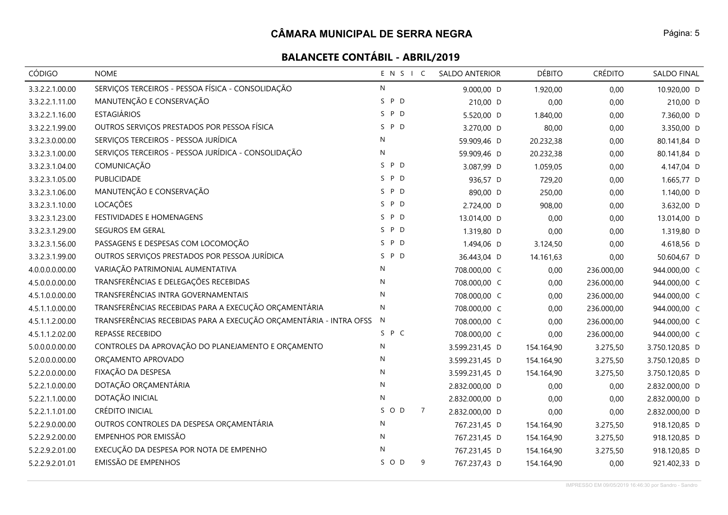# CÂMARA MUNICIPAL DE SERRA NEGRA

## BALANCETE CONTÁBIL - ABRIL/2019

| CÓDIGO | NOME | E N S I C | SALDO ANTERIOR | DÉBITO | CRÉDITO | SALDO FINAL |
|---|---|---|---|---|---|---|
| 3.3.2.2.1.00.00 | SERVIÇOS TERCEIROS - PESSOA FÍSICA - CONSOLIDAÇÃO | N | 9.000,00 D | 1.920,00 | 0,00 | 10.920,00 D |
| 3.3.2.2.1.11.00 | MANUTENÇÃO E CONSERVAÇÃO | S P D | 210,00 D | 0,00 | 0,00 | 210,00 D |
| 3.3.2.2.1.16.00 | ESTAGIÁRIOS | S P D | 5.520,00 D | 1.840,00 | 0,00 | 7.360,00 D |
| 3.3.2.2.1.99.00 | OUTROS SERVIÇOS PRESTADOS POR PESSOA FÍSICA | S P D | 3.270,00 D | 80,00 | 0,00 | 3.350,00 D |
| 3.3.2.3.0.00.00 | SERVIÇOS TERCEIROS - PESSOA JURÍDICA | N | 59.909,46 D | 20.232,38 | 0,00 | 80.141,84 D |
| 3.3.2.3.1.00.00 | SERVIÇOS TERCEIROS - PESSOA JURÍDICA - CONSOLIDAÇÃO | N | 59.909,46 D | 20.232,38 | 0,00 | 80.141,84 D |
| 3.3.2.3.1.04.00 | COMUNICAÇÃO | S P D | 3.087,99 D | 1.059,05 | 0,00 | 4.147,04 D |
| 3.3.2.3.1.05.00 | PUBLICIDADE | S P D | 936,57 D | 729,20 | 0,00 | 1.665,77 D |
| 3.3.2.3.1.06.00 | MANUTENÇÃO E CONSERVAÇÃO | S P D | 890,00 D | 250,00 | 0,00 | 1.140,00 D |
| 3.3.2.3.1.10.00 | LOCAÇÕES | S P D | 2.724,00 D | 908,00 | 0,00 | 3.632,00 D |
| 3.3.2.3.1.23.00 | FESTIVIDADES E HOMENAGENS | S P D | 13.014,00 D | 0,00 | 0,00 | 13.014,00 D |
| 3.3.2.3.1.29.00 | SEGUROS EM GERAL | S P D | 1.319,80 D | 0,00 | 0,00 | 1.319,80 D |
| 3.3.2.3.1.56.00 | PASSAGENS E DESPESAS COM LOCOMOÇÃO | S P D | 1.494,06 D | 3.124,50 | 0,00 | 4.618,56 D |
| 3.3.2.3.1.99.00 | OUTROS SERVIÇOS PRESTADOS POR PESSOA JURÍDICA | S P D | 36.443,04 D | 14.161,63 | 0,00 | 50.604,67 D |
| 4.0.0.0.0.00.00 | VARIAÇÃO PATRIMONIAL AUMENTATIVA | N | 708.000,00 C | 0,00 | 236.000,00 | 944.000,00 C |
| 4.5.0.0.0.00.00 | TRANSFERÊNCIAS E DELEGAÇÕES RECEBIDAS | N | 708.000,00 C | 0,00 | 236.000,00 | 944.000,00 C |
| 4.5.1.0.0.00.00 | TRANSFERÊNCIAS INTRA GOVERNAMENTAIS | N | 708.000,00 C | 0,00 | 236.000,00 | 944.000,00 C |
| 4.5.1.1.0.00.00 | TRANSFERÊNCIAS RECEBIDAS PARA A EXECUÇÃO ORÇAMENTÁRIA | N | 708.000,00 C | 0,00 | 236.000,00 | 944.000,00 C |
| 4.5.1.1.2.00.00 | TRANSFERÊNCIAS RECEBIDAS PARA A EXECUÇÃO ORÇAMENTÁRIA - INTRA OFSS | N | 708.000,00 C | 0,00 | 236.000,00 | 944.000,00 C |
| 4.5.1.1.2.02.00 | REPASSE RECEBIDO | S P C | 708.000,00 C | 0,00 | 236.000,00 | 944.000,00 C |
| 5.0.0.0.0.00.00 | CONTROLES DA APROVAÇÃO DO PLANEJAMENTO E ORÇAMENTO | N | 3.599.231,45 D | 154.164,90 | 3.275,50 | 3.750.120,85 D |
| 5.2.0.0.0.00.00 | ORÇAMENTO APROVADO | N | 3.599.231,45 D | 154.164,90 | 3.275,50 | 3.750.120,85 D |
| 5.2.2.0.0.00.00 | FIXAÇÃO DA DESPESA | N | 3.599.231,45 D | 154.164,90 | 3.275,50 | 3.750.120,85 D |
| 5.2.2.1.0.00.00 | DOTAÇÃO ORÇAMENTÁRIA | N | 2.832.000,00 D | 0,00 | 0,00 | 2.832.000,00 D |
| 5.2.2.1.1.00.00 | DOTAÇÃO INICIAL | N | 2.832.000,00 D | 0,00 | 0,00 | 2.832.000,00 D |
| 5.2.2.1.1.01.00 | CRÉDITO INICIAL | S O D 7 | 2.832.000,00 D | 0,00 | 0,00 | 2.832.000,00 D |
| 5.2.2.9.0.00.00 | OUTROS CONTROLES DA DESPESA ORÇAMENTÁRIA | N | 767.231,45 D | 154.164,90 | 3.275,50 | 918.120,85 D |
| 5.2.2.9.2.00.00 | EMPENHOS POR EMISSÃO | N | 767.231,45 D | 154.164,90 | 3.275,50 | 918.120,85 D |
| 5.2.2.9.2.01.00 | EXECUÇÃO DA DESPESA POR NOTA DE EMPENHO | N | 767.231,45 D | 154.164,90 | 3.275,50 | 918.120,85 D |
| 5.2.2.9.2.01.01 | EMISSÃO DE EMPENHOS | S O D 9 | 767.237,43 D | 154.164,90 | 0,00 | 921.402,33 D |

IMPRESSO EM 09/05/2019 16:46:30 por Sandro - Sandro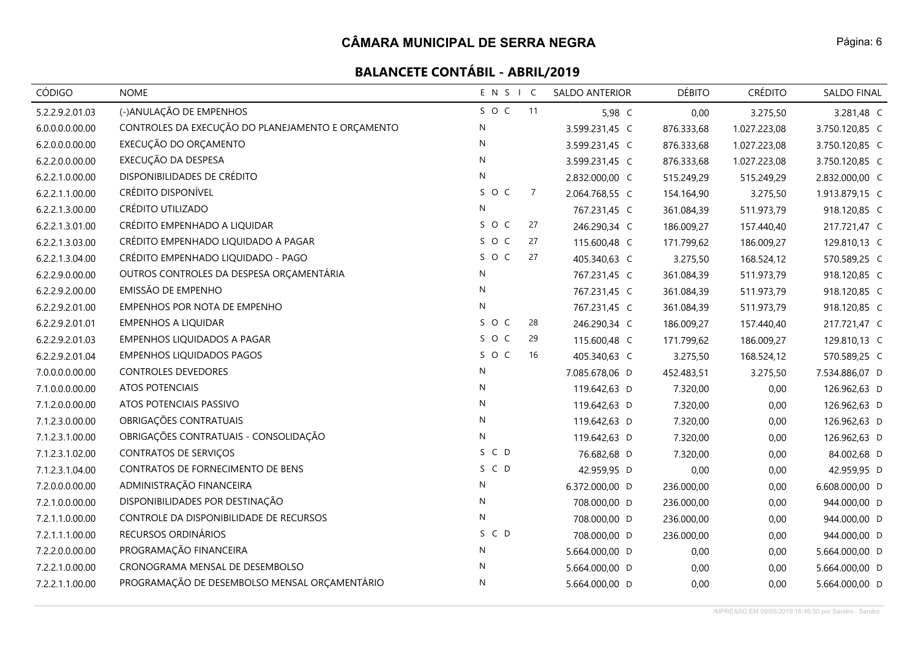# CÂMARA MUNICIPAL DE SERRA NEGRA

## BALANCETE CONTÁBIL - ABRIL/2019

| CÓDIGO | NOME | E N S I C | SALDO ANTERIOR | DÉBITO | CRÉDITO | SALDO FINAL |
|---|---|---|---|---|---|---|
| 5.2.2.9.2.01.03 | (-)ANULAÇÃO DE EMPENHOS | S O C 11 | 5,98 C | 0,00 | 3.275,50 | 3.281,48 C |
| 6.0.0.0.0.00.00 | CONTROLES DA EXECUÇÃO DO PLANEJAMENTO E ORÇAMENTO | N | 3.599.231,45 C | 876.333,68 | 1.027.223,08 | 3.750.120,85 C |
| 6.2.0.0.0.00.00 | EXECUÇÃO DO ORÇAMENTO | N | 3.599.231,45 C | 876.333,68 | 1.027.223,08 | 3.750.120,85 C |
| 6.2.2.0.0.00.00 | EXECUÇÃO DA DESPESA | N | 3.599.231,45 C | 876.333,68 | 1.027.223,08 | 3.750.120,85 C |
| 6.2.2.1.0.00.00 | DISPONIBILIDADES DE CRÉDITO | N | 2.832.000,00 C | 515.249,29 | 515.249,29 | 2.832.000,00 C |
| 6.2.2.1.1.00.00 | CRÉDITO DISPONÍVEL | S O C 7 | 2.064.768,55 C | 154.164,90 | 3.275,50 | 1.913.879,15 C |
| 6.2.2.1.3.00.00 | CRÉDITO UTILIZADO | N | 767.231,45 C | 361.084,39 | 511.973,79 | 918.120,85 C |
| 6.2.2.1.3.01.00 | CRÉDITO EMPENHADO A LIQUIDAR | S O C 27 | 246.290,34 C | 186.009,27 | 157.440,40 | 217.721,47 C |
| 6.2.2.1.3.03.00 | CRÉDITO EMPENHADO LIQUIDADO A PAGAR | S O C 27 | 115.600,48 C | 171.799,62 | 186.009,27 | 129.810,13 C |
| 6.2.2.1.3.04.00 | CRÉDITO EMPENHADO LIQUIDADO - PAGO | S O C 27 | 405.340,63 C | 3.275,50 | 168.524,12 | 570.589,25 C |
| 6.2.2.9.0.00.00 | OUTROS CONTROLES DA DESPESA ORÇAMENTÁRIA | N | 767.231,45 C | 361.084,39 | 511.973,79 | 918.120,85 C |
| 6.2.2.9.2.00.00 | EMISSÃO DE EMPENHO | N | 767.231,45 C | 361.084,39 | 511.973,79 | 918.120,85 C |
| 6.2.2.9.2.01.00 | EMPENHOS POR NOTA DE EMPENHO | N | 767.231,45 C | 361.084,39 | 511.973,79 | 918.120,85 C |
| 6.2.2.9.2.01.01 | EMPENHOS A LIQUIDAR | S O C 28 | 246.290,34 C | 186.009,27 | 157.440,40 | 217.721,47 C |
| 6.2.2.9.2.01.03 | EMPENHOS LIQUIDADOS A PAGAR | S O C 29 | 115.600,48 C | 171.799,62 | 186.009,27 | 129.810,13 C |
| 6.2.2.9.2.01.04 | EMPENHOS LIQUIDADOS PAGOS | S O C 16 | 405.340,63 C | 3.275,50 | 168.524,12 | 570.589,25 C |
| 7.0.0.0.0.00.00 | CONTROLES DEVEDORES | N | 7.085.678,06 D | 452.483,51 | 3.275,50 | 7.534.886,07 D |
| 7.1.0.0.0.00.00 | ATOS POTENCIAIS | N | 119.642,63 D | 7.320,00 | 0,00 | 126.962,63 D |
| 7.1.2.0.0.00.00 | ATOS POTENCIAIS PASSIVO | N | 119.642,63 D | 7.320,00 | 0,00 | 126.962,63 D |
| 7.1.2.3.0.00.00 | OBRIGAÇÕES CONTRATUAIS | N | 119.642,63 D | 7.320,00 | 0,00 | 126.962,63 D |
| 7.1.2.3.1.00.00 | OBRIGAÇÕES CONTRATUAIS - CONSOLIDAÇÃO | N | 119.642,63 D | 7.320,00 | 0,00 | 126.962,63 D |
| 7.1.2.3.1.02.00 | CONTRATOS DE SERVIÇOS | S C D | 76.682,68 D | 7.320,00 | 0,00 | 84.002,68 D |
| 7.1.2.3.1.04.00 | CONTRATOS DE FORNECIMENTO DE BENS | S C D | 42.959,95 D | 0,00 | 0,00 | 42.959,95 D |
| 7.2.0.0.0.00.00 | ADMINISTRAÇÃO FINANCEIRA | N | 6.372.000,00 D | 236.000,00 | 0,00 | 6.608.000,00 D |
| 7.2.1.0.0.00.00 | DISPONIBILIDADES POR DESTINAÇÃO | N | 708.000,00 D | 236.000,00 | 0,00 | 944.000,00 D |
| 7.2.1.1.0.00.00 | CONTROLE DA DISPONIBILIDADE DE RECURSOS | N | 708.000,00 D | 236.000,00 | 0,00 | 944.000,00 D |
| 7.2.1.1.1.00.00 | RECURSOS ORDINÁRIOS | S C D | 708.000,00 D | 236.000,00 | 0,00 | 944.000,00 D |
| 7.2.2.0.0.00.00 | PROGRAMAÇÃO FINANCEIRA | N | 5.664.000,00 D | 0,00 | 0,00 | 5.664.000,00 D |
| 7.2.2.1.0.00.00 | CRONOGRAMA MENSAL DE DESEMBOLSO | N | 5.664.000,00 D | 0,00 | 0,00 | 5.664.000,00 D |
| 7.2.2.1.1.00.00 | PROGRAMAÇÃO DE DESEMBOLSO MENSAL ORÇAMENTÁRIO | N | 5.664.000,00 D | 0,00 | 0,00 | 5.664.000,00 D |

IMPRESSO EM 09/05/2019 16:46:30 por Sandro - Sandro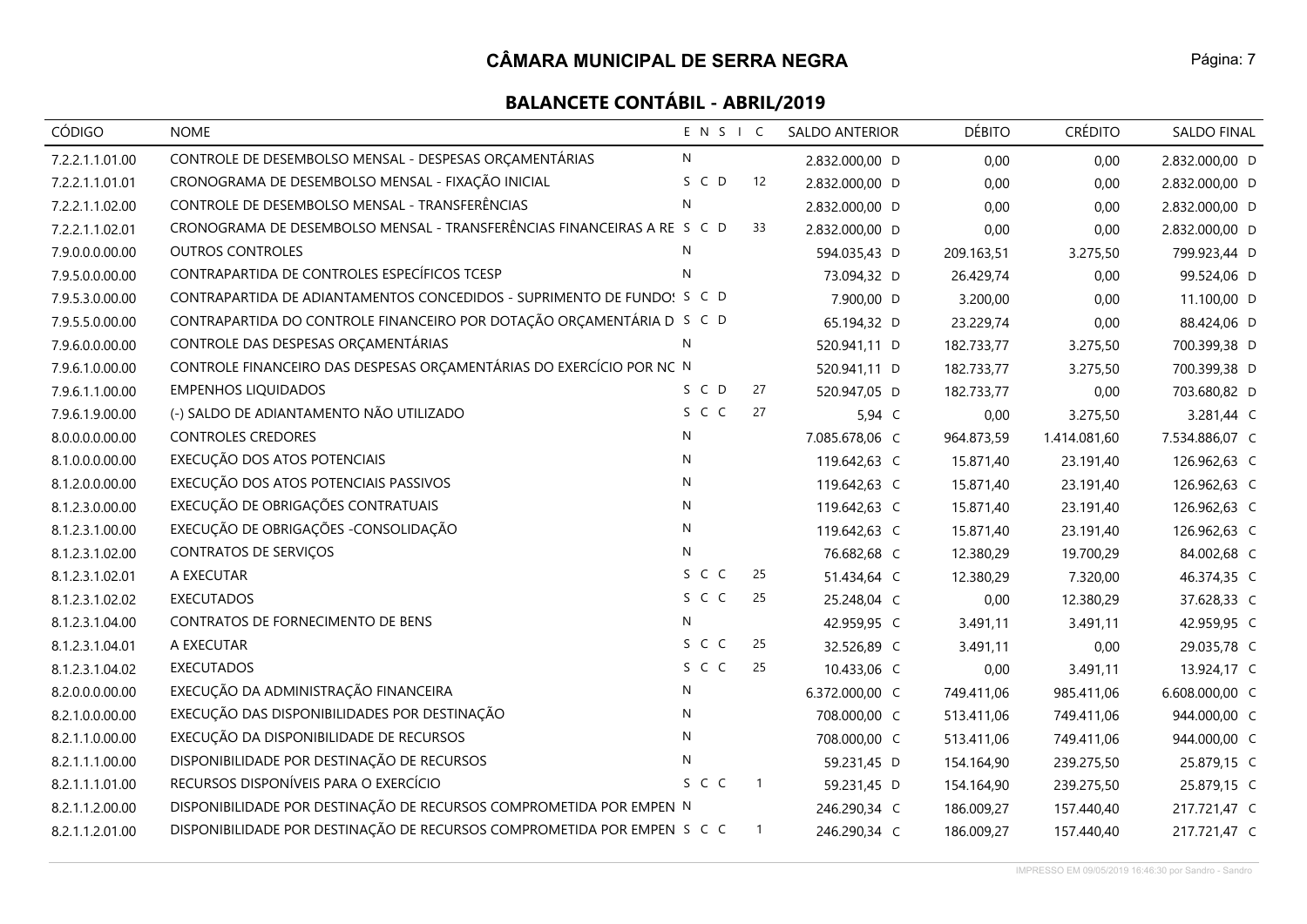# CÂMARA MUNICIPAL DE SERRA NEGRA

## BALANCETE CONTÁBIL - ABRIL/2019

| CÓDIGO | NOME | E | N | S | I | C | SALDO ANTERIOR | DÉBITO | CRÉDITO | SALDO FINAL |
|---|---|---|---|---|---|---|---|---|---|---|
| 7.2.2.1.1.01.00 | CONTROLE DE DESEMBOLSO MENSAL - DESPESAS ORÇAMENTÁRIAS | N | | | | | 2.832.000,00 D | 0,00 | 0,00 | 2.832.000,00 D |
| 7.2.2.1.1.01.01 | CRONOGRAMA DE DESEMBOLSO MENSAL - FIXAÇÃO INICIAL | S | C | D | | 12 | 2.832.000,00 D | 0,00 | 0,00 | 2.832.000,00 D |
| 7.2.2.1.1.02.00 | CONTROLE DE DESEMBOLSO MENSAL - TRANSFERÊNCIAS | N | | | | | 2.832.000,00 D | 0,00 | 0,00 | 2.832.000,00 D |
| 7.2.2.1.1.02.01 | CRONOGRAMA DE DESEMBOLSO MENSAL - TRANSFERÊNCIAS FINANCEIRAS A RE | S | C | D | | 33 | 2.832.000,00 D | 0,00 | 0,00 | 2.832.000,00 D |
| 7.9.0.0.0.00.00 | OUTROS CONTROLES | N | | | | | 594.035,43 D | 209.163,51 | 3.275,50 | 799.923,44 D |
| 7.9.5.0.0.00.00 | CONTRAPARTIDA DE CONTROLES ESPECÍFICOS TCESP | N | | | | | 73.094,32 D | 26.429,74 | 0,00 | 99.524,06 D |
| 7.9.5.3.0.00.00 | CONTRAPARTIDA DE ADIANTAMENTOS CONCEDIDOS - SUPRIMENTO DE FUNDOS | S | C | D | | | 7.900,00 D | 3.200,00 | 0,00 | 11.100,00 D |
| 7.9.5.5.0.00.00 | CONTRAPARTIDA DO CONTROLE FINANCEIRO POR DOTAÇÃO ORÇAMENTÁRIA D | S | C | D | | | 65.194,32 D | 23.229,74 | 0,00 | 88.424,06 D |
| 7.9.6.0.0.00.00 | CONTROLE DAS DESPESAS ORÇAMENTÁRIAS | N | | | | | 520.941,11 D | 182.733,77 | 3.275,50 | 700.399,38 D |
| 7.9.6.1.0.00.00 | CONTROLE FINANCEIRO DAS DESPESAS ORÇAMENTÁRIAS DO EXERCÍCIO POR NC | N | | | | | 520.941,11 D | 182.733,77 | 3.275,50 | 700.399,38 D |
| 7.9.6.1.1.00.00 | EMPENHOS LIQUIDADOS | S | C | D | | 27 | 520.947,05 D | 182.733,77 | 0,00 | 703.680,82 D |
| 7.9.6.1.9.00.00 | (-) SALDO DE ADIANTAMENTO NÃO UTILIZADO | S | C | C | | 27 | 5,94 C | 0,00 | 3.275,50 | 3.281,44 C |
| 8.0.0.0.0.00.00 | CONTROLES CREDORES | N | | | | | 7.085.678,06 C | 964.873,59 | 1.414.081,60 | 7.534.886,07 C |
| 8.1.0.0.0.00.00 | EXECUÇÃO DOS ATOS POTENCIAIS | N | | | | | 119.642,63 C | 15.871,40 | 23.191,40 | 126.962,63 C |
| 8.1.2.0.0.00.00 | EXECUÇÃO DOS ATOS POTENCIAIS PASSIVOS | N | | | | | 119.642,63 C | 15.871,40 | 23.191,40 | 126.962,63 C |
| 8.1.2.3.0.00.00 | EXECUÇÃO DE OBRIGAÇÕES CONTRATUAIS | N | | | | | 119.642,63 C | 15.871,40 | 23.191,40 | 126.962,63 C |
| 8.1.2.3.1.00.00 | EXECUÇÃO DE OBRIGAÇÕES -CONSOLIDAÇÃO | N | | | | | 119.642,63 C | 15.871,40 | 23.191,40 | 126.962,63 C |
| 8.1.2.3.1.02.00 | CONTRATOS DE SERVIÇOS | N | | | | | 76.682,68 C | 12.380,29 | 19.700,29 | 84.002,68 C |
| 8.1.2.3.1.02.01 | A EXECUTAR | S | C | C | | 25 | 51.434,64 C | 12.380,29 | 7.320,00 | 46.374,35 C |
| 8.1.2.3.1.02.02 | EXECUTADOS | S | C | C | | 25 | 25.248,04 C | 0,00 | 12.380,29 | 37.628,33 C |
| 8.1.2.3.1.04.00 | CONTRATOS DE FORNECIMENTO DE BENS | N | | | | | 42.959,95 C | 3.491,11 | 3.491,11 | 42.959,95 C |
| 8.1.2.3.1.04.01 | A EXECUTAR | S | C | C | | 25 | 32.526,89 C | 3.491,11 | 0,00 | 29.035,78 C |
| 8.1.2.3.1.04.02 | EXECUTADOS | S | C | C | | 25 | 10.433,06 C | 0,00 | 3.491,11 | 13.924,17 C |
| 8.2.0.0.0.00.00 | EXECUÇÃO DA ADMINISTRAÇÃO FINANCEIRA | N | | | | | 6.372.000,00 C | 749.411,06 | 985.411,06 | 6.608.000,00 C |
| 8.2.1.0.0.00.00 | EXECUÇÃO DAS DISPONIBILIDADES POR DESTINAÇÃO | N | | | | | 708.000,00 C | 513.411,06 | 749.411,06 | 944.000,00 C |
| 8.2.1.1.0.00.00 | EXECUÇÃO DA DISPONIBILIDADE DE RECURSOS | N | | | | | 708.000,00 C | 513.411,06 | 749.411,06 | 944.000,00 C |
| 8.2.1.1.1.00.00 | DISPONIBILIDADE POR DESTINAÇÃO DE RECURSOS | N | | | | | 59.231,45 D | 154.164,90 | 239.275,50 | 25.879,15 C |
| 8.2.1.1.1.01.00 | RECURSOS DISPONÍVEIS PARA O EXERCÍCIO | S | C | C | | 1 | 59.231,45 D | 154.164,90 | 239.275,50 | 25.879,15 C |
| 8.2.1.1.2.00.00 | DISPONIBILIDADE POR DESTINAÇÃO DE RECURSOS COMPROMETIDA POR EMPEN | N | | | | | 246.290,34 C | 186.009,27 | 157.440,40 | 217.721,47 C |
| 8.2.1.1.2.01.00 | DISPONIBILIDADE POR DESTINAÇÃO DE RECURSOS COMPROMETIDA POR EMPEN | S | C | C | | 1 | 246.290,34 C | 186.009,27 | 157.440,40 | 217.721,47 C |

IMPRESSO EM 09/05/2019 16:46:30 por Sandro - Sandro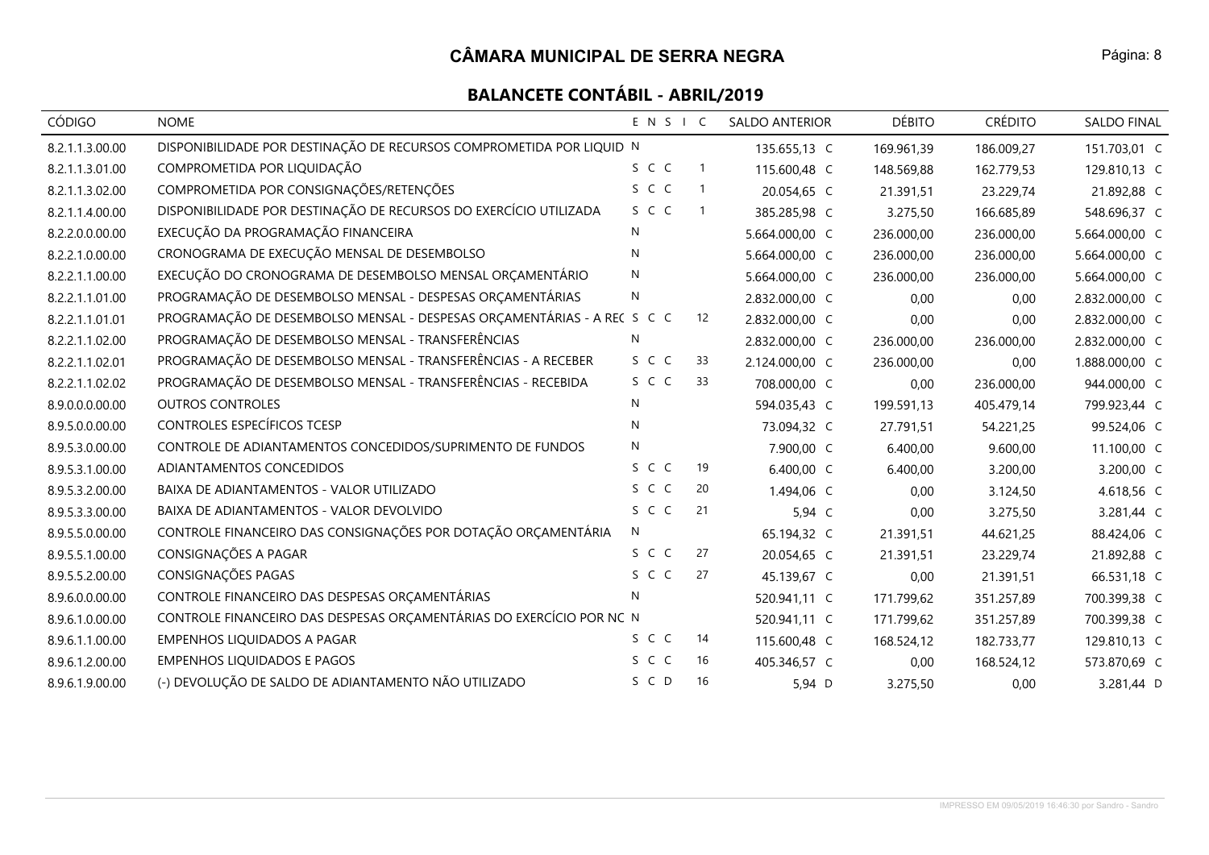# CÂMARA MUNICIPAL DE SERRA NEGRA

## BALANCETE CONTÁBIL - ABRIL/2019

| CÓDIGO | NOME | E | N | S | I | C | SALDO ANTERIOR | DÉBITO | CRÉDITO | SALDO FINAL |
|---|---|---|---|---|---|---|---|---|---|---|
| 8.2.1.1.3.00.00 | DISPONIBILIDADE POR DESTINAÇÃO DE RECURSOS COMPROMETIDA POR LIQUID | N | | | | | 135.655,13 C | 169.961,39 | 186.009,27 | 151.703,01 C |
| 8.2.1.1.3.01.00 | COMPROMETIDA POR LIQUIDAÇÃO | S | C | C | | 1 | 115.600,48 C | 148.569,88 | 162.779,53 | 129.810,13 C |
| 8.2.1.1.3.02.00 | COMPROMETIDA POR CONSIGNAÇÕES/RETENÇÕES | S | C | C | | 1 | 20.054,65 C | 21.391,51 | 23.229,74 | 21.892,88 C |
| 8.2.1.1.4.00.00 | DISPONIBILIDADE POR DESTINAÇÃO DE RECURSOS DO EXERCÍCIO UTILIZADA | S | C | C | | 1 | 385.285,98 C | 3.275,50 | 166.685,89 | 548.696,37 C |
| 8.2.2.0.0.00.00 | EXECUÇÃO DA PROGRAMAÇÃO FINANCEIRA | N | | | | | 5.664.000,00 C | 236.000,00 | 236.000,00 | 5.664.000,00 C |
| 8.2.2.1.0.00.00 | CRONOGRAMA DE EXECUÇÃO MENSAL DE DESEMBOLSO | N | | | | | 5.664.000,00 C | 236.000,00 | 236.000,00 | 5.664.000,00 C |
| 8.2.2.1.1.00.00 | EXECUÇÃO DO CRONOGRAMA DE DESEMBOLSO MENSAL ORÇAMENTÁRIO | N | | | | | 5.664.000,00 C | 236.000,00 | 236.000,00 | 5.664.000,00 C |
| 8.2.2.1.1.01.00 | PROGRAMAÇÃO DE DESEMBOLSO MENSAL - DESPESAS ORÇAMENTÁRIAS | N | | | | | 2.832.000,00 C | 0,00 | 0,00 | 2.832.000,00 C |
| 8.2.2.1.1.01.01 | PROGRAMAÇÃO DE DESEMBOLSO MENSAL - DESPESAS ORÇAMENTÁRIAS - A REC | S | C | C | | 12 | 2.832.000,00 C | 0,00 | 0,00 | 2.832.000,00 C |
| 8.2.2.1.1.02.00 | PROGRAMAÇÃO DE DESEMBOLSO MENSAL - TRANSFERÊNCIAS | N | | | | | 2.832.000,00 C | 236.000,00 | 236.000,00 | 2.832.000,00 C |
| 8.2.2.1.1.02.01 | PROGRAMAÇÃO DE DESEMBOLSO MENSAL - TRANSFERÊNCIAS - A RECEBER | S | C | C | | 33 | 2.124.000,00 C | 236.000,00 | 0,00 | 1.888.000,00 C |
| 8.2.2.1.1.02.02 | PROGRAMAÇÃO DE DESEMBOLSO MENSAL - TRANSFERÊNCIAS - RECEBIDA | S | C | C | | 33 | 708.000,00 C | 0,00 | 236.000,00 | 944.000,00 C |
| 8.9.0.0.0.00.00 | OUTROS CONTROLES | N | | | | | 594.035,43 C | 199.591,13 | 405.479,14 | 799.923,44 C |
| 8.9.5.0.0.00.00 | CONTROLES ESPECÍFICOS TCESP | N | | | | | 73.094,32 C | 27.791,51 | 54.221,25 | 99.524,06 C |
| 8.9.5.3.0.00.00 | CONTROLE DE ADIANTAMENTOS CONCEDIDOS/SUPRIMENTO DE FUNDOS | N | | | | | 7.900,00 C | 6.400,00 | 9.600,00 | 11.100,00 C |
| 8.9.5.3.1.00.00 | ADIANTAMENTOS CONCEDIDOS | S | C | C | | 19 | 6.400,00 C | 6.400,00 | 3.200,00 | 3.200,00 C |
| 8.9.5.3.2.00.00 | BAIXA DE ADIANTAMENTOS - VALOR UTILIZADO | S | C | C | | 20 | 1.494,06 C | 0,00 | 3.124,50 | 4.618,56 C |
| 8.9.5.3.3.00.00 | BAIXA DE ADIANTAMENTOS - VALOR DEVOLVIDO | S | C | C | | 21 | 5,94 C | 0,00 | 3.275,50 | 3.281,44 C |
| 8.9.5.5.0.00.00 | CONTROLE FINANCEIRO DAS CONSIGNAÇÕES POR DOTAÇÃO ORÇAMENTÁRIA | N | | | | | 65.194,32 C | 21.391,51 | 44.621,25 | 88.424,06 C |
| 8.9.5.5.1.00.00 | CONSIGNAÇÕES A PAGAR | S | C | C | | 27 | 20.054,65 C | 21.391,51 | 23.229,74 | 21.892,88 C |
| 8.9.5.5.2.00.00 | CONSIGNAÇÕES PAGAS | S | C | C | | 27 | 45.139,67 C | 0,00 | 21.391,51 | 66.531,18 C |
| 8.9.6.0.0.00.00 | CONTROLE FINANCEIRO DAS DESPESAS ORÇAMENTÁRIAS | N | | | | | 520.941,11 C | 171.799,62 | 351.257,89 | 700.399,38 C |
| 8.9.6.1.0.00.00 | CONTROLE FINANCEIRO DAS DESPESAS ORÇAMENTÁRIAS DO EXERCÍCIO POR NC | N | | | | | 520.941,11 C | 171.799,62 | 351.257,89 | 700.399,38 C |
| 8.9.6.1.1.00.00 | EMPENHOS LIQUIDADOS A PAGAR | S | C | C | | 14 | 115.600,48 C | 168.524,12 | 182.733,77 | 129.810,13 C |
| 8.9.6.1.2.00.00 | EMPENHOS LIQUIDADOS E PAGOS | S | C | C | | 16 | 405.346,57 C | 0,00 | 168.524,12 | 573.870,69 C |
| 8.9.6.1.9.00.00 | (-) DEVOLUÇÃO DE SALDO DE ADIANTAMENTO NÃO UTILIZADO | S | C | D | | 16 | 5,94 D | 3.275,50 | 0,00 | 3.281,44 D |

IMPRESSO EM 09/05/2019 16:46:30 por Sandro - Sandro